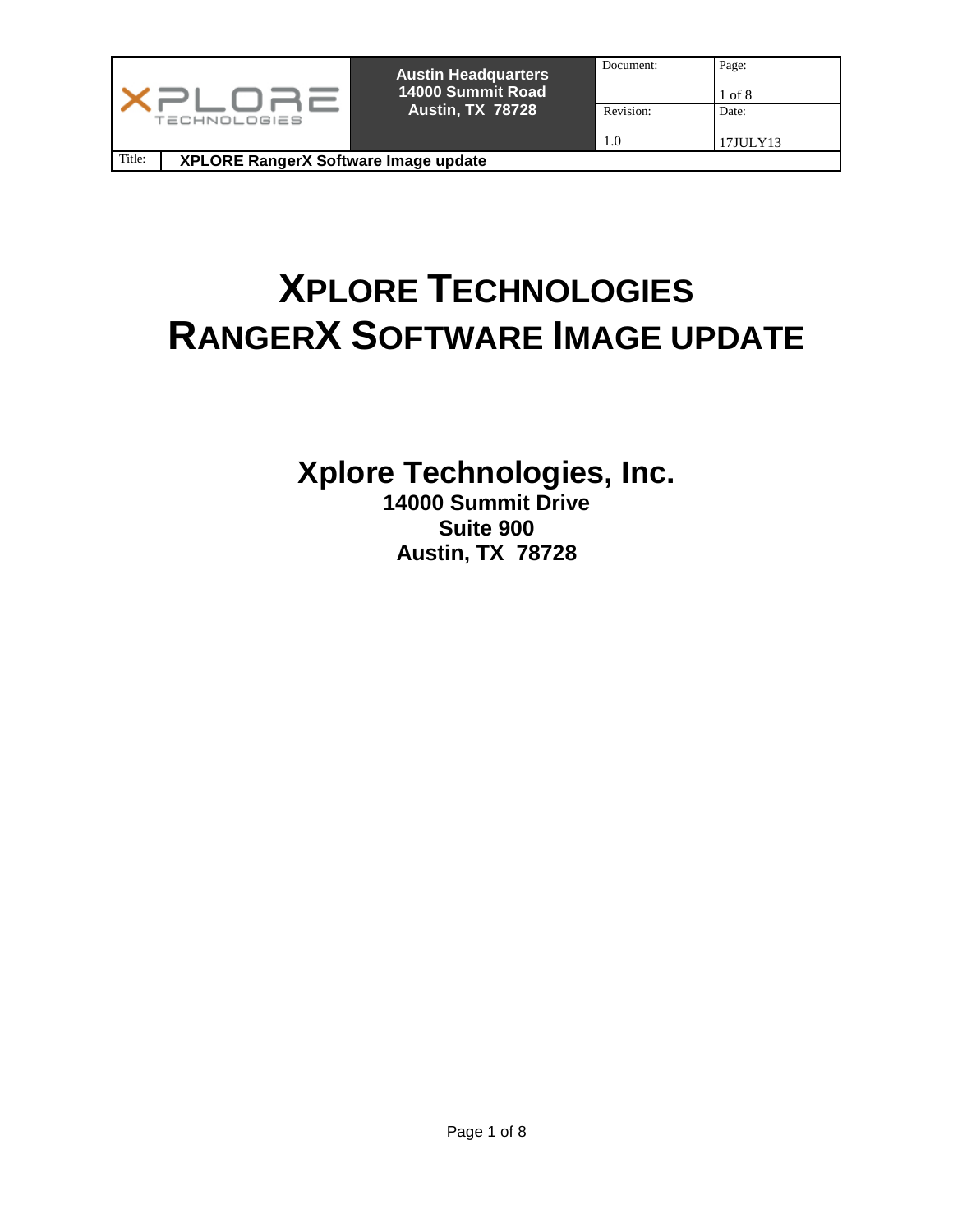# XPLORE TECHNOLOGIES
# RANGERX SOFTWARE IMAGE UPDATE

## Xplore Technologies, Inc.

**14000 Summit Drive**
**Suite 900**
**Austin, TX 78728**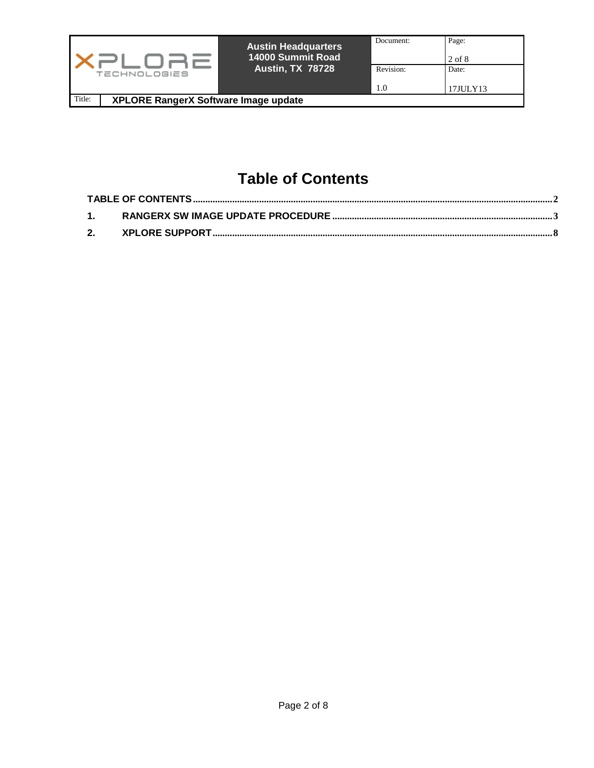# Table of Contents

TABLE OF CONTENTS ........................................................................................ 2

1. RANGERX SW IMAGE UPDATE PROCEDURE ........................................................ 3

2. XPLORE SUPPORT ........................................................................................ 8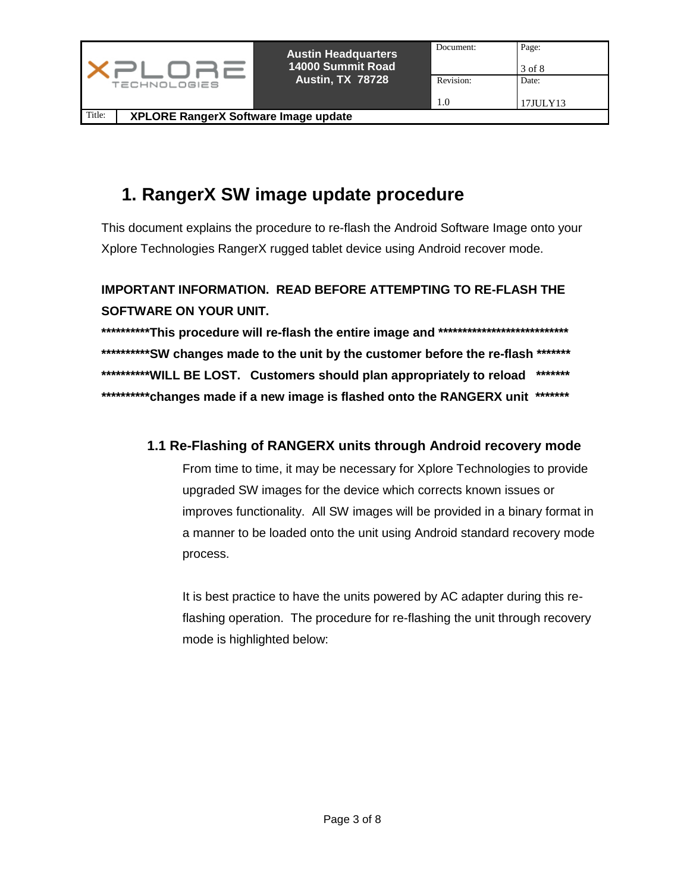# 1. RangerX SW image update procedure

This document explains the procedure to re-flash the Android Software Image onto your Xplore Technologies RangerX rugged tablet device using Android recover mode.

**IMPORTANT INFORMATION. READ BEFORE ATTEMPTING TO RE-FLASH THE SOFTWARE ON YOUR UNIT.**

**\*\*\*\*\*\*\*\*\*\*This procedure will re-flash the entire image and \*\*\*\*\*\*\*\*\*\*\*\*\*\*\*\*\*\*\*\*\*\*\*\*\*\*\*\***

**\*\*\*\*\*\*\*\*\*\*SW changes made to the unit by the customer before the re-flash \*\*\*\*\*\*\***

**\*\*\*\*\*\*\*\*\*\*WILL BE LOST. Customers should plan appropriately to reload \*\*\*\*\*\*\***

**\*\*\*\*\*\*\*\*\*\*changes made if a new image is flashed onto the RANGERX unit \*\*\*\*\*\*\***

## 1.1 Re-Flashing of RANGERX units through Android recovery mode

From time to time, it may be necessary for Xplore Technologies to provide upgraded SW images for the device which corrects known issues or improves functionality. All SW images will be provided in a binary format in a manner to be loaded onto the unit using Android standard recovery mode process.

It is best practice to have the units powered by AC adapter during this re-flashing operation. The procedure for re-flashing the unit through recovery mode is highlighted below: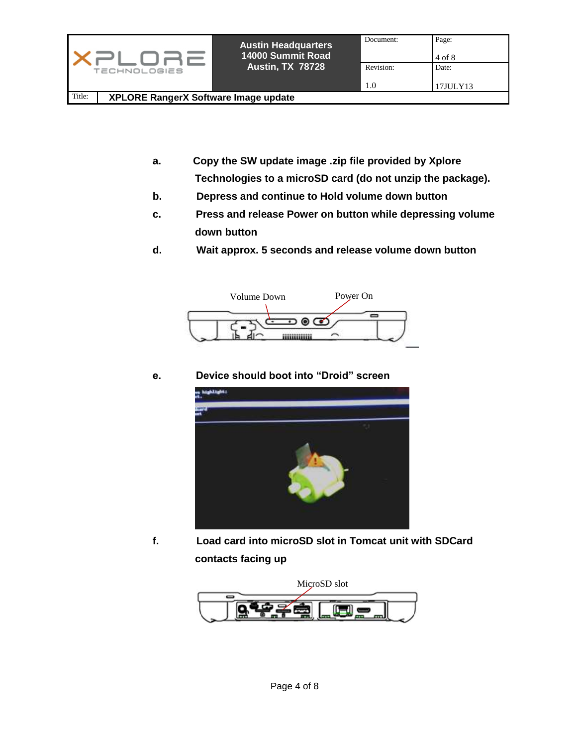a. Copy the SW update image .zip file provided by Xplore Technologies to a microSD card (do not unzip the package).

b. Depress and continue to Hold volume down button

c. Press and release Power on button while depressing volume down button

d. Wait approx. 5 seconds and release volume down button

Volume Down    Power On

e. Device should boot into "Droid" screen

f. Load card into microSD slot in Tomcat unit with SDCard contacts facing up

MicroSD slot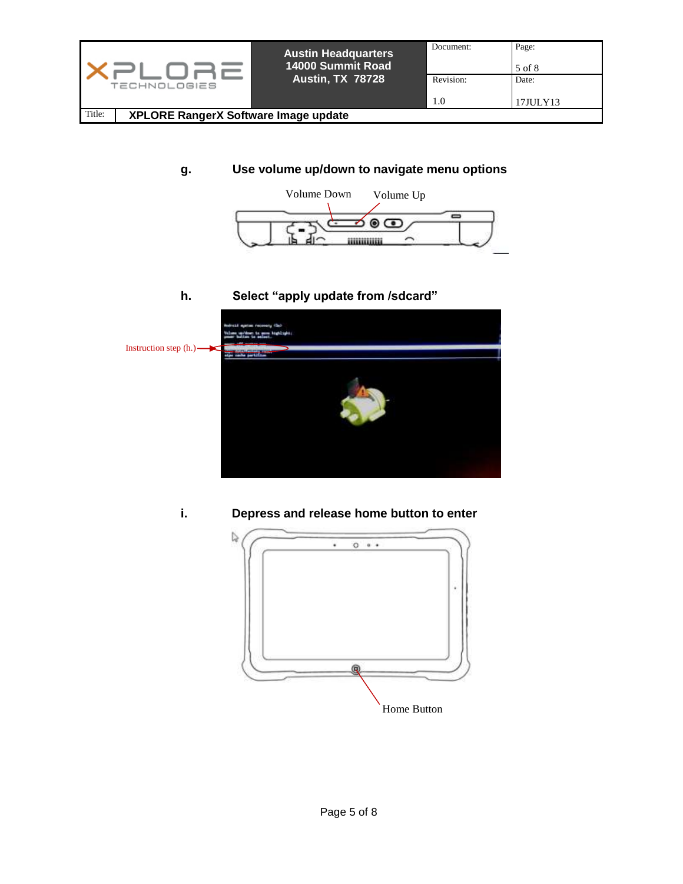g. **Use volume up/down to navigate menu options**

Volume Down Volume Up

h. **Select "apply update from /sdcard"**

Instruction step (h.)

i. **Depress and release home button to enter**

Home Button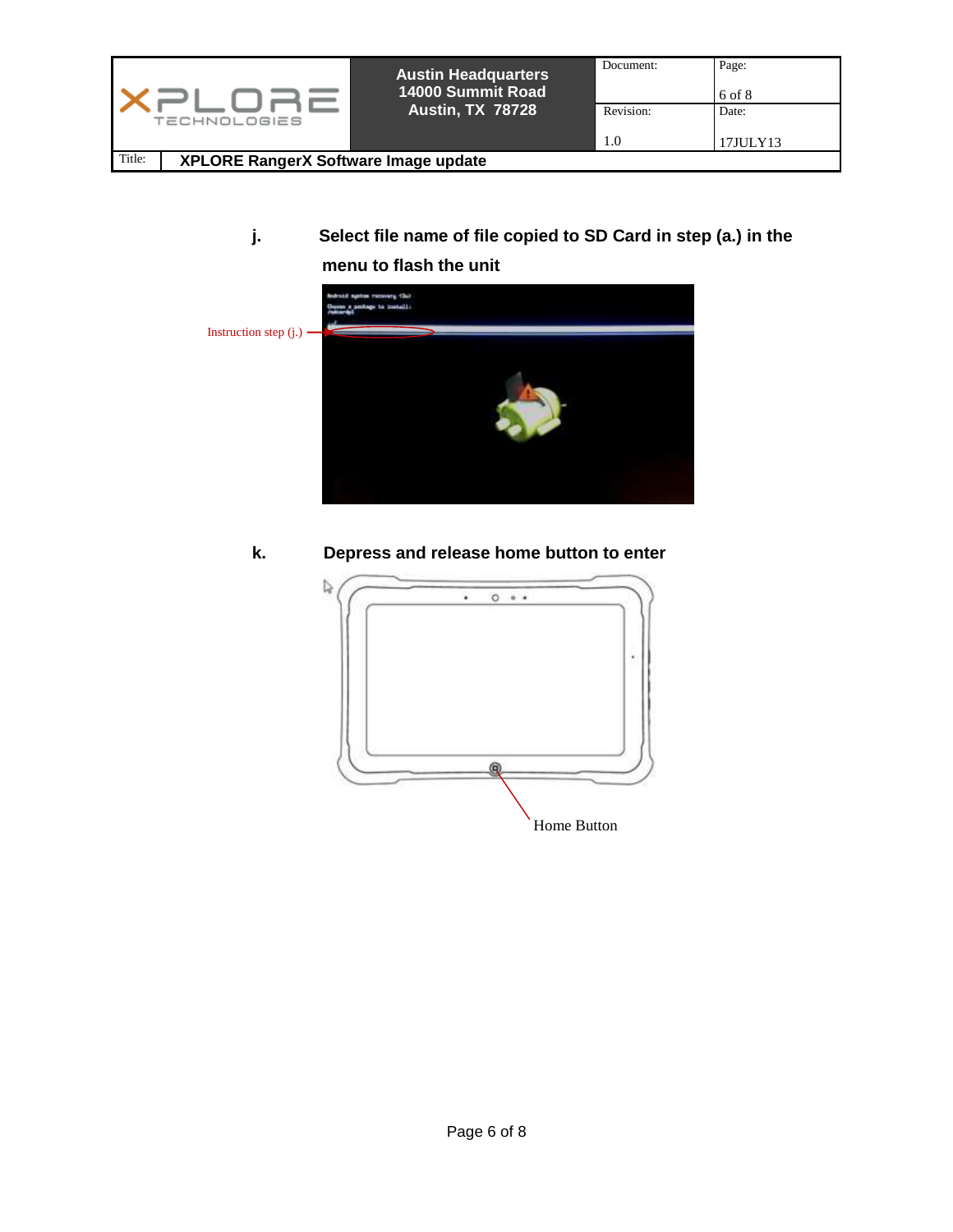**j.** **Select file name of file copied to SD Card in step (a.) in the menu to flash the unit**

Instruction step (j.)

**k.** **Depress and release home button to enter**

Home Button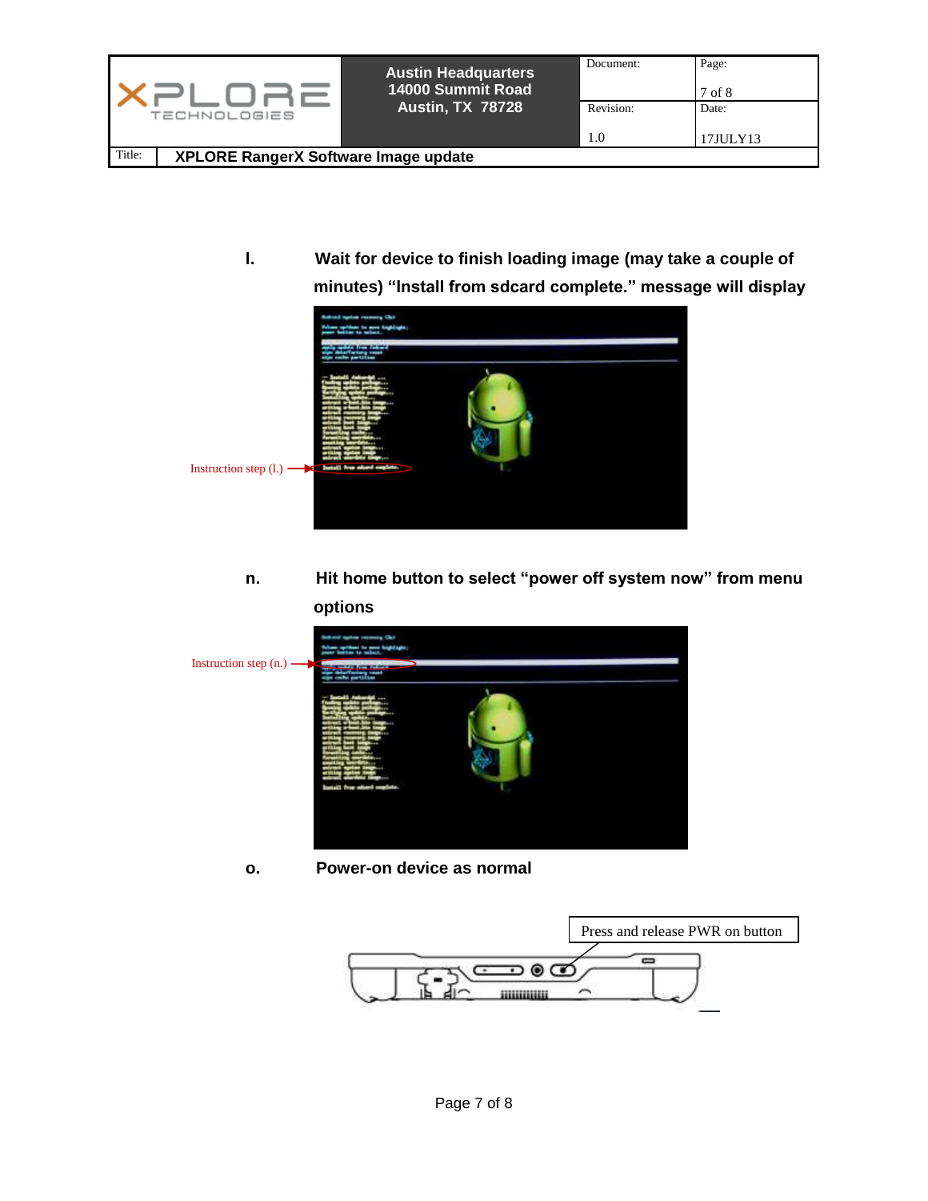l. **Wait for device to finish loading image (may take a couple of minutes) "Install from sdcard complete." message will display**

Instruction step (l.)

n. **Hit home button to select "power off system now" from menu options**

Instruction step (n.)

o. **Power-on device as normal**

Press and release PWR on button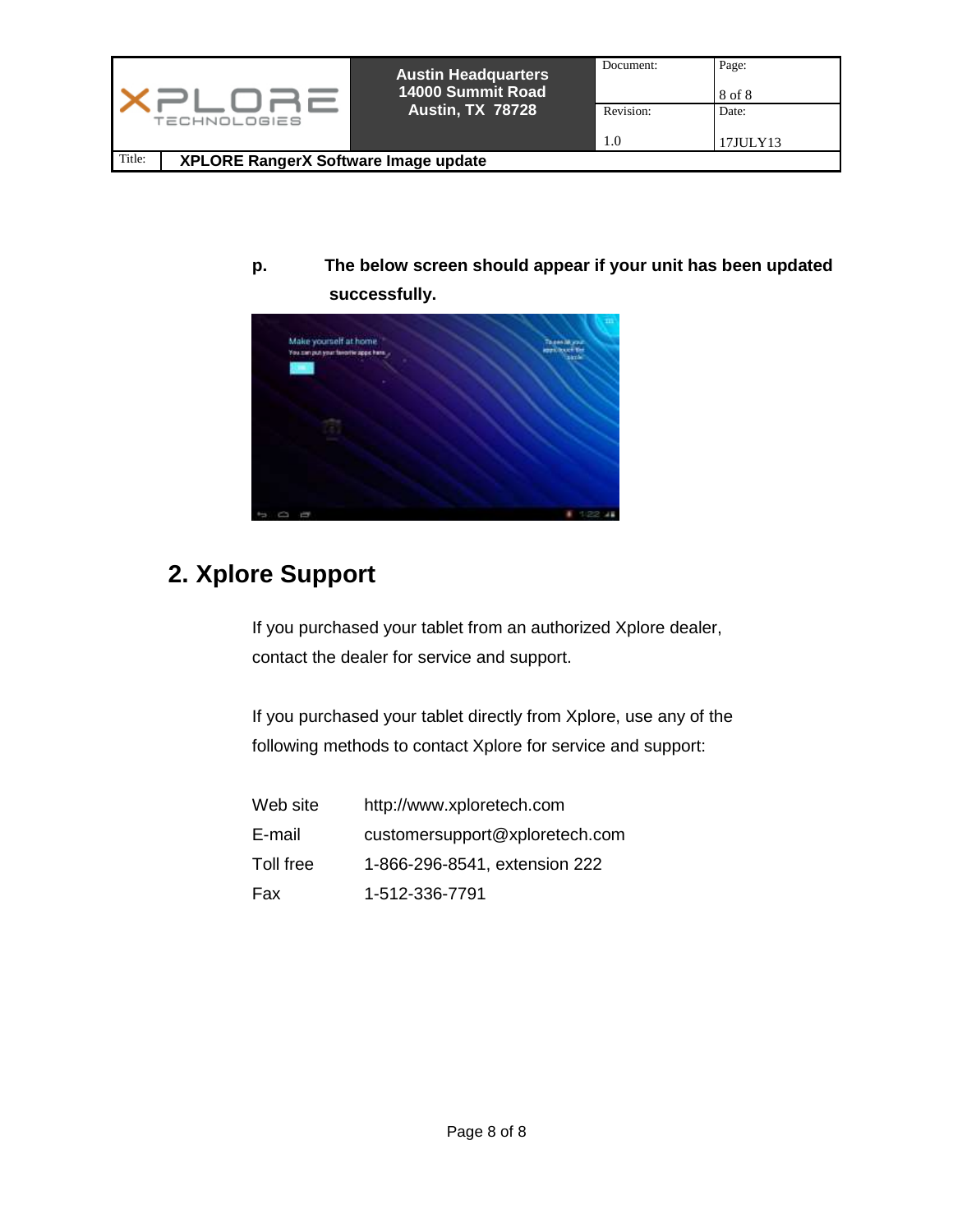p. **The below screen should appear if your unit has been updated successfully.**

## 2. Xplore Support

If you purchased your tablet from an authorized Xplore dealer, contact the dealer for service and support.

If you purchased your tablet directly from Xplore, use any of the following methods to contact Xplore for service and support:

| | |
|---|---|
| Web site | http://www.xploretech.com |
| E-mail | customersupport@xploretech.com |
| Toll free | 1-866-296-8541, extension 222 |
| Fax | 1-512-336-7791 |